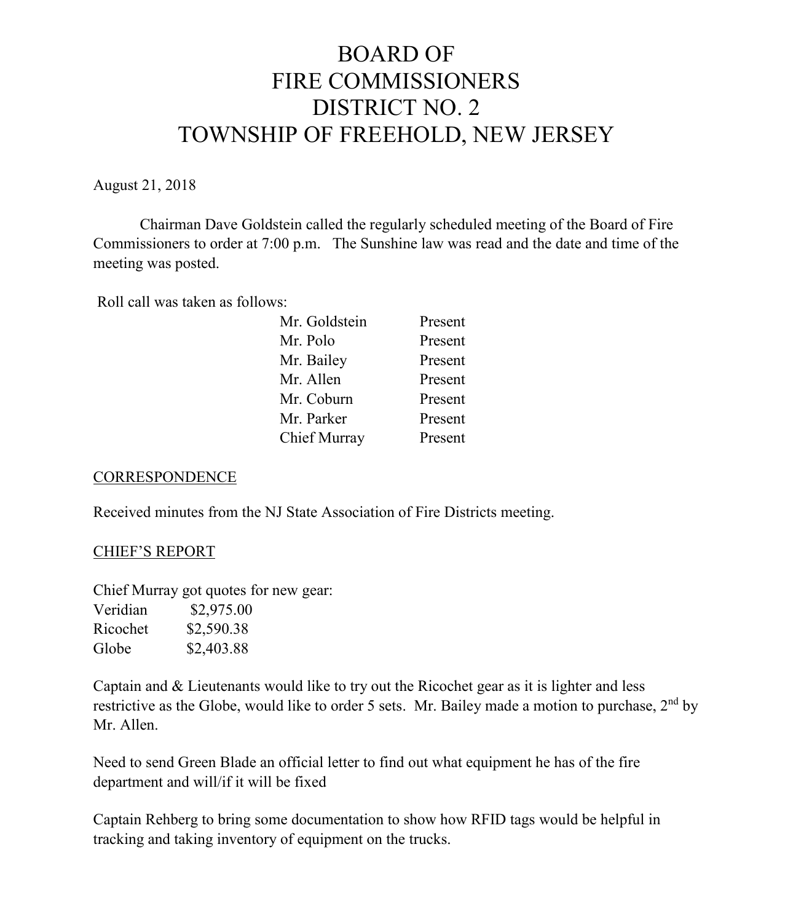# BOARD OF FIRE COMMISSIONERS DISTRICT NO. 2 TOWNSHIP OF FREEHOLD, NEW JERSEY

August 21, 2018

Chairman Dave Goldstein called the regularly scheduled meeting of the Board of Fire Commissioners to order at 7:00 p.m. The Sunshine law was read and the date and time of the meeting was posted.

Roll call was taken as follows:

| | |
|---|---|
| Mr. Goldstein | Present |
| Mr. Polo | Present |
| Mr. Bailey | Present |
| Mr. Allen | Present |
| Mr. Coburn | Present |
| Mr. Parker | Present |
| Chief Murray | Present |

## CORRESPONDENCE

Received minutes from the NJ State Association of Fire Districts meeting.

## CHIEF'S REPORT

Chief Murray got quotes for new gear:

| | |
|---|---|
| Veridian | $2,975.00 |
| Ricochet | $2,590.38 |
| Globe | $2,403.88 |

Captain and & Lieutenants would like to try out the Ricochet gear as it is lighter and less restrictive as the Globe, would like to order 5 sets. Mr. Bailey made a motion to purchase, 2nd by Mr. Allen.

Need to send Green Blade an official letter to find out what equipment he has of the fire department and will/if it will be fixed

Captain Rehberg to bring some documentation to show how RFID tags would be helpful in tracking and taking inventory of equipment on the trucks.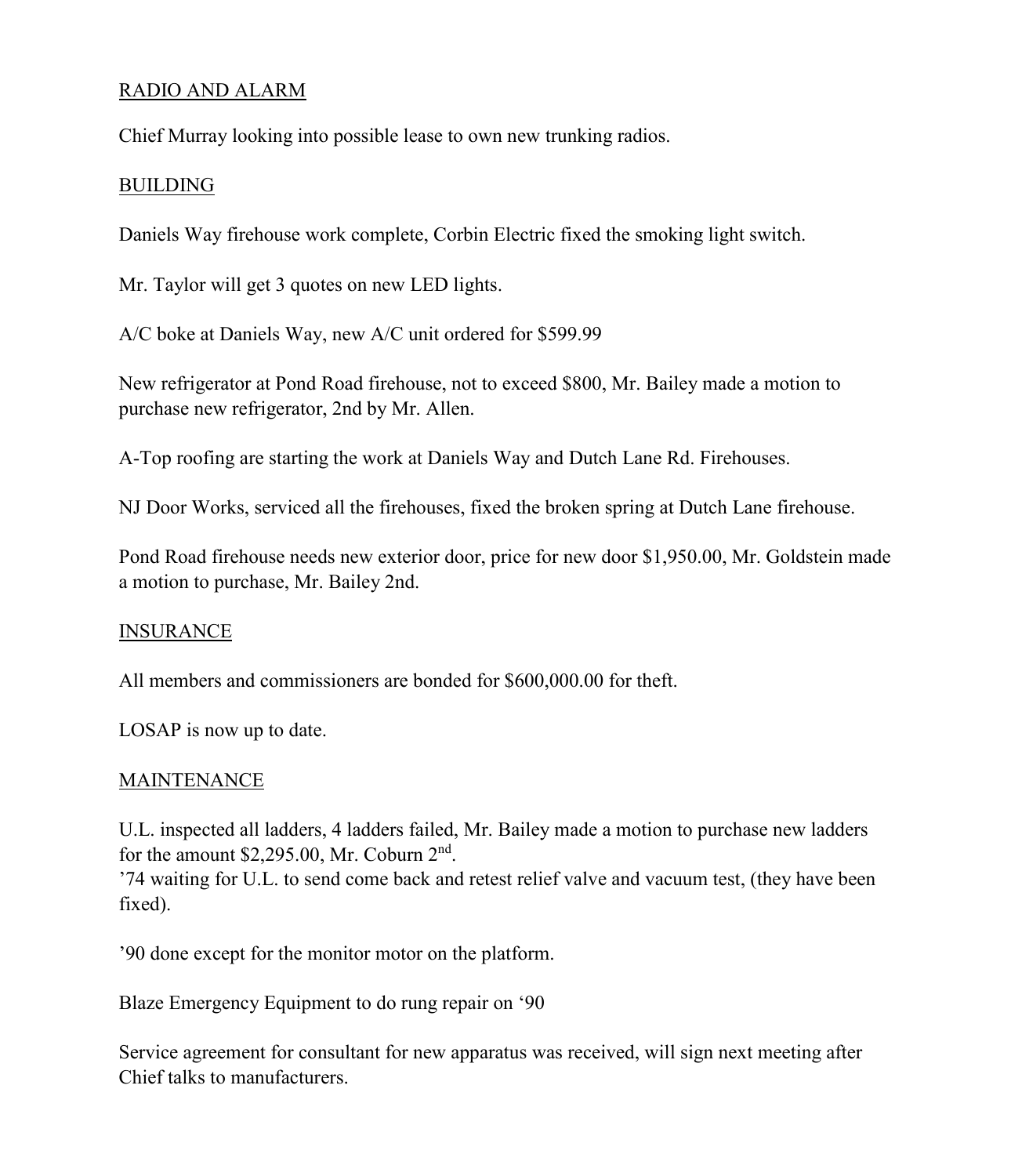## RADIO AND ALARM

Chief Murray looking into possible lease to own new trunking radios.

## BUILDING

Daniels Way firehouse work complete, Corbin Electric fixed the smoking light switch.

Mr. Taylor will get 3 quotes on new LED lights.

A/C boke at Daniels Way, new A/C unit ordered for $599.99

New refrigerator at Pond Road firehouse, not to exceed $800, Mr. Bailey made a motion to purchase new refrigerator, 2nd by Mr. Allen.

A-Top roofing are starting the work at Daniels Way and Dutch Lane Rd. Firehouses.

NJ Door Works, serviced all the firehouses, fixed the broken spring at Dutch Lane firehouse.

Pond Road firehouse needs new exterior door, price for new door $1,950.00, Mr. Goldstein made a motion to purchase, Mr. Bailey 2nd.

## INSURANCE

All members and commissioners are bonded for $600,000.00 for theft.

LOSAP is now up to date.

## MAINTENANCE

U.L. inspected all ladders, 4 ladders failed, Mr. Bailey made a motion to purchase new ladders for the amount $2,295.00, Mr. Coburn 2nd.
'74 waiting for U.L. to send come back and retest relief valve and vacuum test, (they have been fixed).

'90 done except for the monitor motor on the platform.

Blaze Emergency Equipment to do rung repair on '90

Service agreement for consultant for new apparatus was received, will sign next meeting after Chief talks to manufacturers.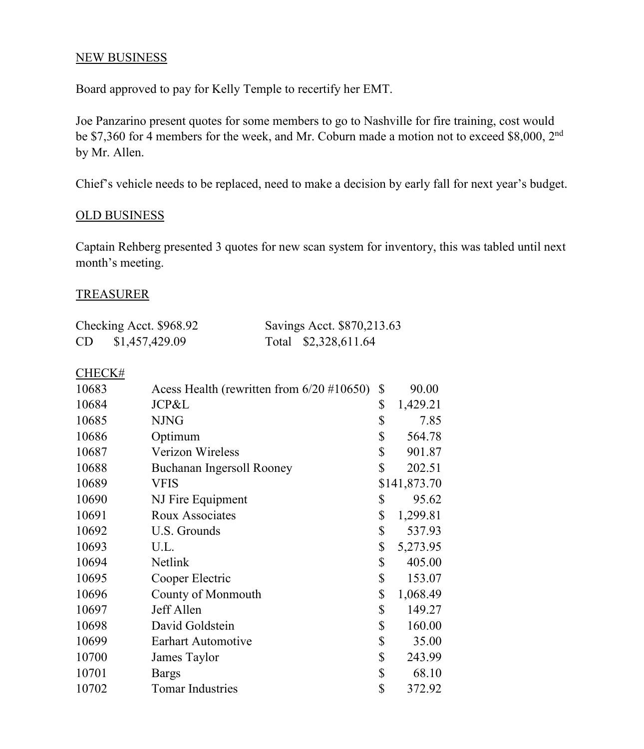NEW BUSINESS

Board approved to pay for Kelly Temple to recertify her EMT.

Joe Panzarino present quotes for some members to go to Nashville for fire training, cost would be $7,360 for 4 members for the week, and Mr. Coburn made a motion not to exceed $8,000, 2nd by Mr. Allen.

Chief's vehicle needs to be replaced, need to make a decision by early fall for next year's budget.

OLD BUSINESS

Captain Rehberg presented 3 quotes for new scan system for inventory, this was tabled until next month's meeting.

TREASURER

| | |
|---|---|
| Checking Acct. $968.92 | Savings Acct. $870,213.63 |
| CD $1,457,429.09 | Total $2,328,611.64 |

| CHECK# | | |
|---|---|---|
| 10683 | Acess Health (rewritten from 6/20 #10650) | $ 90.00 |
| 10684 | JCP&L | $ 1,429.21 |
| 10685 | NJNG | $ 7.85 |
| 10686 | Optimum | $ 564.78 |
| 10687 | Verizon Wireless | $ 901.87 |
| 10688 | Buchanan Ingersoll Rooney | $ 202.51 |
| 10689 | VFIS | $141,873.70 |
| 10690 | NJ Fire Equipment | $ 95.62 |
| 10691 | Roux Associates | $ 1,299.81 |
| 10692 | U.S. Grounds | $ 537.93 |
| 10693 | U.L. | $ 5,273.95 |
| 10694 | Netlink | $ 405.00 |
| 10695 | Cooper Electric | $ 153.07 |
| 10696 | County of Monmouth | $ 1,068.49 |
| 10697 | Jeff Allen | $ 149.27 |
| 10698 | David Goldstein | $ 160.00 |
| 10699 | Earhart Automotive | $ 35.00 |
| 10700 | James Taylor | $ 243.99 |
| 10701 | Bargs | $ 68.10 |
| 10702 | Tomar Industries | $ 372.92 |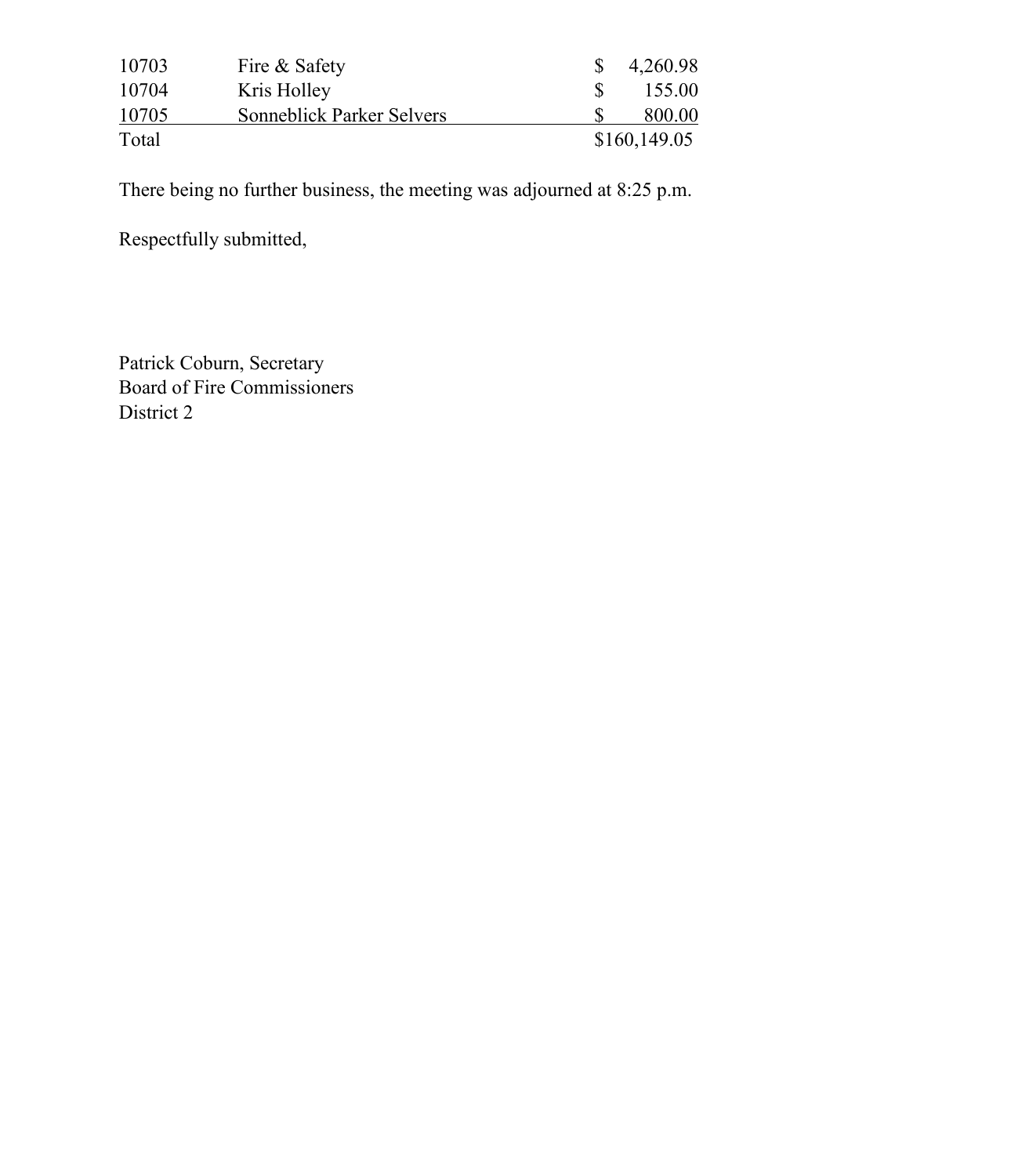| | | |
|---|---|---|
| 10703 | Fire & Safety | $ 4,260.98 |
| 10704 | Kris Holley | $ 155.00 |
| 10705 | Sonneblick Parker Selvers | $ 800.00 |
| Total | | $160,149.05 |

There being no further business, the meeting was adjourned at 8:25 p.m.

Respectfully submitted,

Patrick Coburn, Secretary
Board of Fire Commissioners
District 2